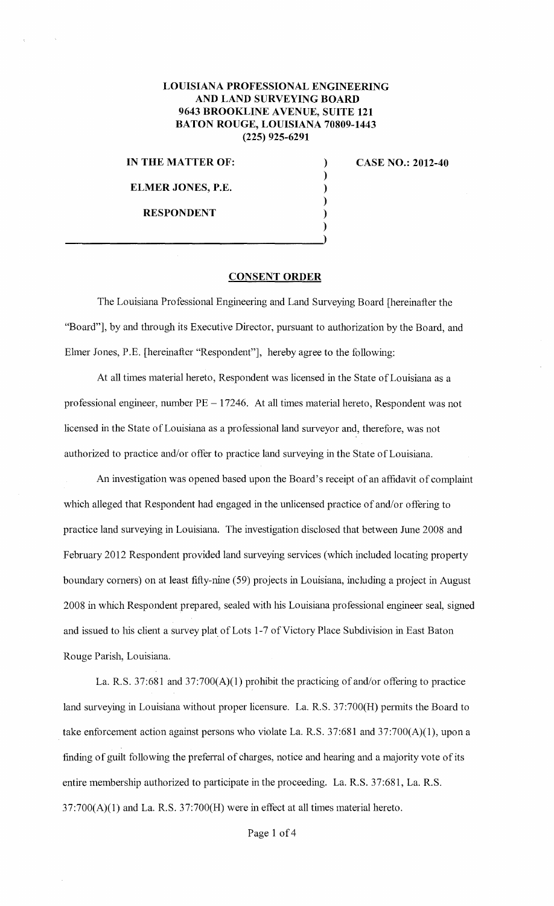**LOUISIANA PROFESSIONAL ENGINEERING AND LAND SURVEYING BOARD**
**9643 BROOKLINE AVENUE, SUITE 121**
**BATON ROUGE, LOUISIANA 70809-1443**
**(225) 925-6291**

**IN THE MATTER OF:**

**ELMER JONES, P.E.**

**RESPONDENT**

**CASE NO.: 2012-40**

## CONSENT ORDER

The Louisiana Professional Engineering and Land Surveying Board [hereinafter the "Board"], by and through its Executive Director, pursuant to authorization by the Board, and Elmer Jones, P.E. [hereinafter "Respondent"], hereby agree to the following:

At all times material hereto, Respondent was licensed in the State of Louisiana as a professional engineer, number PE – 17246. At all times material hereto, Respondent was not licensed in the State of Louisiana as a professional land surveyor and, therefore, was not authorized to practice and/or offer to practice land surveying in the State of Louisiana.

An investigation was opened based upon the Board's receipt of an affidavit of complaint which alleged that Respondent had engaged in the unlicensed practice of and/or offering to practice land surveying in Louisiana. The investigation disclosed that between June 2008 and February 2012 Respondent provided land surveying services (which included locating property boundary corners) on at least fifty-nine (59) projects in Louisiana, including a project in August 2008 in which Respondent prepared, sealed with his Louisiana professional engineer seal, signed and issued to his client a survey plat of Lots 1-7 of Victory Place Subdivision in East Baton Rouge Parish, Louisiana.

La. R.S. 37:681 and 37:700(A)(1) prohibit the practicing of and/or offering to practice land surveying in Louisiana without proper licensure. La. R.S. 37:700(H) permits the Board to take enforcement action against persons who violate La. R.S. 37:681 and 37:700(A)(1), upon a finding of guilt following the preferral of charges, notice and hearing and a majority vote of its entire membership authorized to participate in the proceeding. La. R.S. 37:681, La. R.S. 37:700(A)(1) and La. R.S. 37:700(H) were in effect at all times material hereto.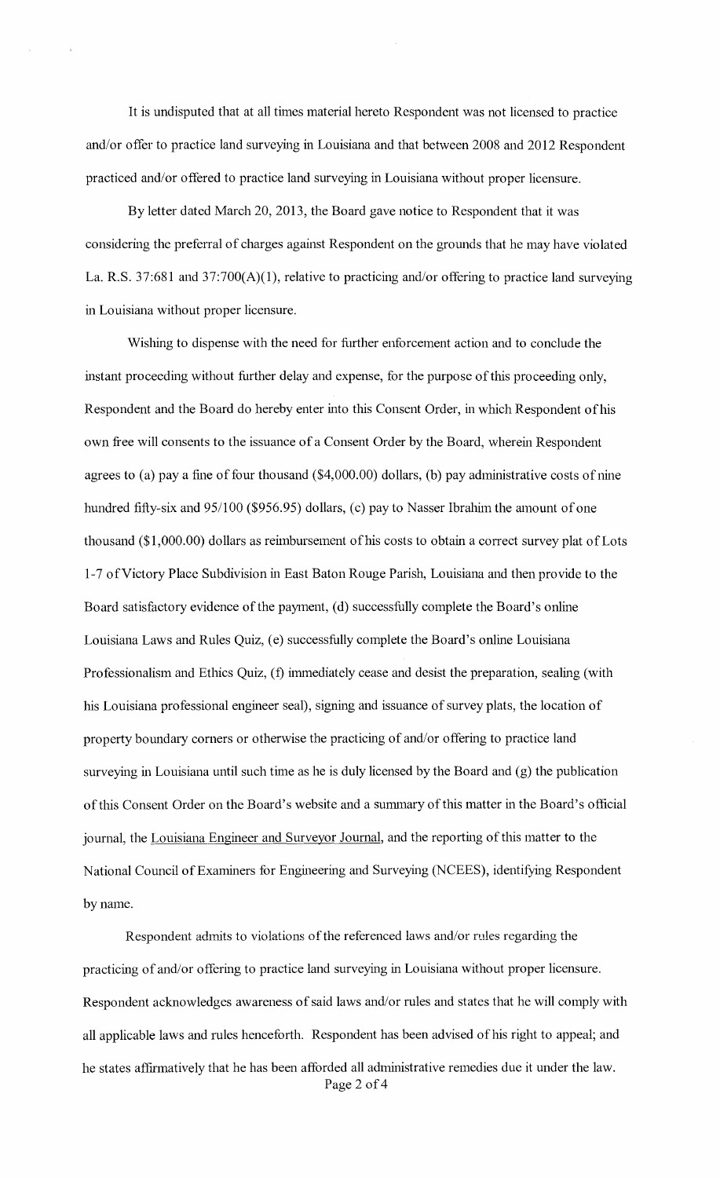It is undisputed that at all times material hereto Respondent was not licensed to practice and/or offer to practice land surveying in Louisiana and that between 2008 and 2012 Respondent practiced and/or offered to practice land surveying in Louisiana without proper licensure.

By letter dated March 20, 2013, the Board gave notice to Respondent that it was considering the preferral of charges against Respondent on the grounds that he may have violated La. R.S. 37:681 and 37:700(A)(1), relative to practicing and/or offering to practice land surveying in Louisiana without proper licensure.

Wishing to dispense with the need for further enforcement action and to conclude the instant proceeding without further delay and expense, for the purpose of this proceeding only, Respondent and the Board do hereby enter into this Consent Order, in which Respondent of his own free will consents to the issuance of a Consent Order by the Board, wherein Respondent agrees to (a) pay a fine of four thousand ($4,000.00) dollars, (b) pay administrative costs of nine hundred fifty-six and 95/100 ($956.95) dollars, (c) pay to Nasser Ibrahim the amount of one thousand ($1,000.00) dollars as reimbursement of his costs to obtain a correct survey plat of Lots 1-7 of Victory Place Subdivision in East Baton Rouge Parish, Louisiana and then provide to the Board satisfactory evidence of the payment, (d) successfully complete the Board's online Louisiana Laws and Rules Quiz, (e) successfully complete the Board's online Louisiana Professionalism and Ethics Quiz, (f) immediately cease and desist the preparation, sealing (with his Louisiana professional engineer seal), signing and issuance of survey plats, the location of property boundary corners or otherwise the practicing of and/or offering to practice land surveying in Louisiana until such time as he is duly licensed by the Board and (g) the publication of this Consent Order on the Board's website and a summary of this matter in the Board's official journal, the Louisiana Engineer and Surveyor Journal, and the reporting of this matter to the National Council of Examiners for Engineering and Surveying (NCEES), identifying Respondent by name.

Respondent admits to violations of the referenced laws and/or rules regarding the practicing of and/or offering to practice land surveying in Louisiana without proper licensure. Respondent acknowledges awareness of said laws and/or rules and states that he will comply with all applicable laws and rules henceforth. Respondent has been advised of his right to appeal; and he states affirmatively that he has been afforded all administrative remedies due it under the law.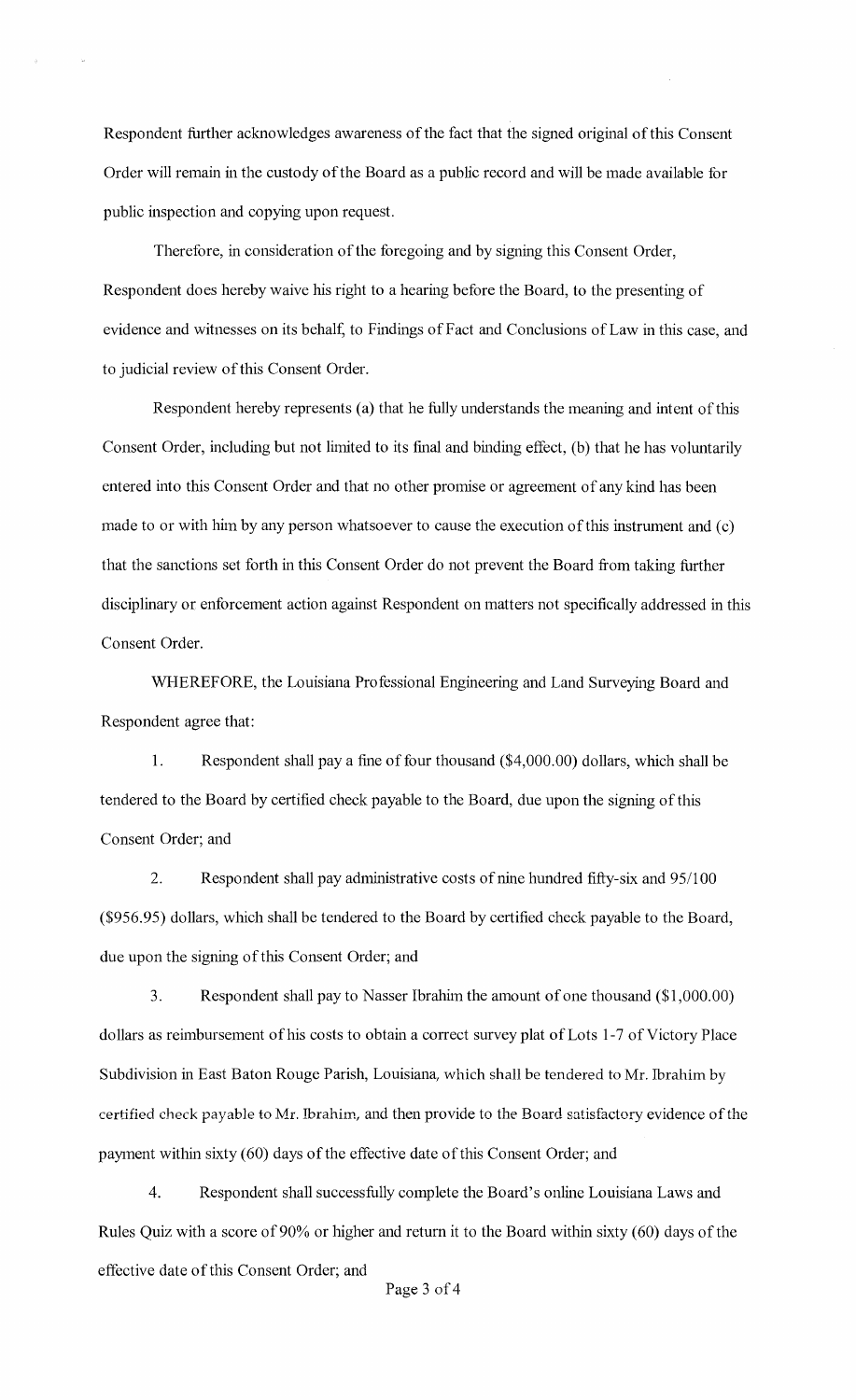Respondent further acknowledges awareness of the fact that the signed original of this Consent Order will remain in the custody of the Board as a public record and will be made available for public inspection and copying upon request.

Therefore, in consideration of the foregoing and by signing this Consent Order, Respondent does hereby waive his right to a hearing before the Board, to the presenting of evidence and witnesses on its behalf, to Findings of Fact and Conclusions of Law in this case, and to judicial review of this Consent Order.

Respondent hereby represents (a) that he fully understands the meaning and intent of this Consent Order, including but not limited to its final and binding effect, (b) that he has voluntarily entered into this Consent Order and that no other promise or agreement of any kind has been made to or with him by any person whatsoever to cause the execution of this instrument and (c) that the sanctions set forth in this Consent Order do not prevent the Board from taking further disciplinary or enforcement action against Respondent on matters not specifically addressed in this Consent Order.

WHEREFORE, the Louisiana Professional Engineering and Land Surveying Board and Respondent agree that:

1. Respondent shall pay a fine of four thousand ($4,000.00) dollars, which shall be tendered to the Board by certified check payable to the Board, due upon the signing of this Consent Order; and

2. Respondent shall pay administrative costs of nine hundred fifty-six and 95/100 ($956.95) dollars, which shall be tendered to the Board by certified check payable to the Board, due upon the signing of this Consent Order; and

3. Respondent shall pay to Nasser Ibrahim the amount of one thousand ($1,000.00) dollars as reimbursement of his costs to obtain a correct survey plat of Lots 1-7 of Victory Place Subdivision in East Baton Rouge Parish, Louisiana, which shall be tendered to Mr. Ibrahim by certified check payable to Mr. Ibrahim, and then provide to the Board satisfactory evidence of the payment within sixty (60) days of the effective date of this Consent Order; and

4. Respondent shall successfully complete the Board's online Louisiana Laws and Rules Quiz with a score of 90% or higher and return it to the Board within sixty (60) days of the effective date of this Consent Order; and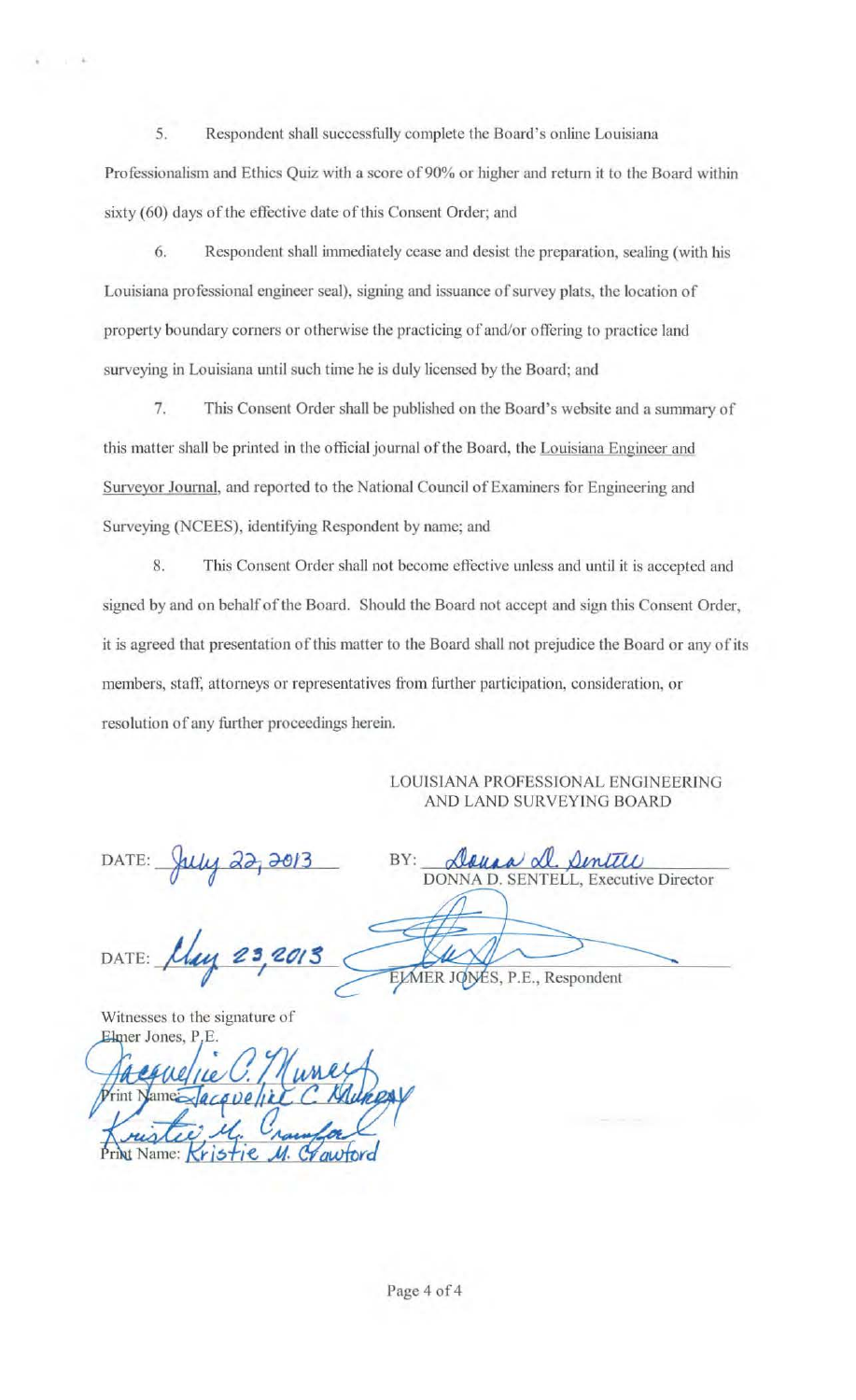5. Respondent shall successfully complete the Board's online Louisiana Professionalism and Ethics Quiz with a score of 90% or higher and return it to the Board within sixty (60) days of the effective date of this Consent Order; and

6. Respondent shall immediately cease and desist the preparation, sealing (with his Louisiana professional engineer seal), signing and issuance of survey plats, the location of property boundary corners or otherwise the practicing of and/or offering to practice land surveying in Louisiana until such time he is duly licensed by the Board; and

7. This Consent Order shall be published on the Board's website and a summary of this matter shall be printed in the official journal of the Board, the Louisiana Engineer and Surveyor Journal, and reported to the National Council of Examiners for Engineering and Surveying (NCEES), identifying Respondent by name; and

8. This Consent Order shall not become effective unless and until it is accepted and signed by and on behalf of the Board. Should the Board not accept and sign this Consent Order, it is agreed that presentation of this matter to the Board shall not prejudice the Board or any of its members, staff, attorneys or representatives from further participation, consideration, or resolution of any further proceedings herein.

LOUISIANA PROFESSIONAL ENGINEERING AND LAND SURVEYING BOARD

DATE: July 22, 2013 BY: Donna D. Sentell
DONNA D. SENTELL, Executive Director

DATE: May 23, 2013 [signature]
ELMER JONES, P.E., Respondent

Witnesses to the signature of Elmer Jones, P.E.

Jacqueline C. Murray
Print Name: Jacqueline C. Murray

Kristie M. Crawford
Print Name: Kristie M. Crawford